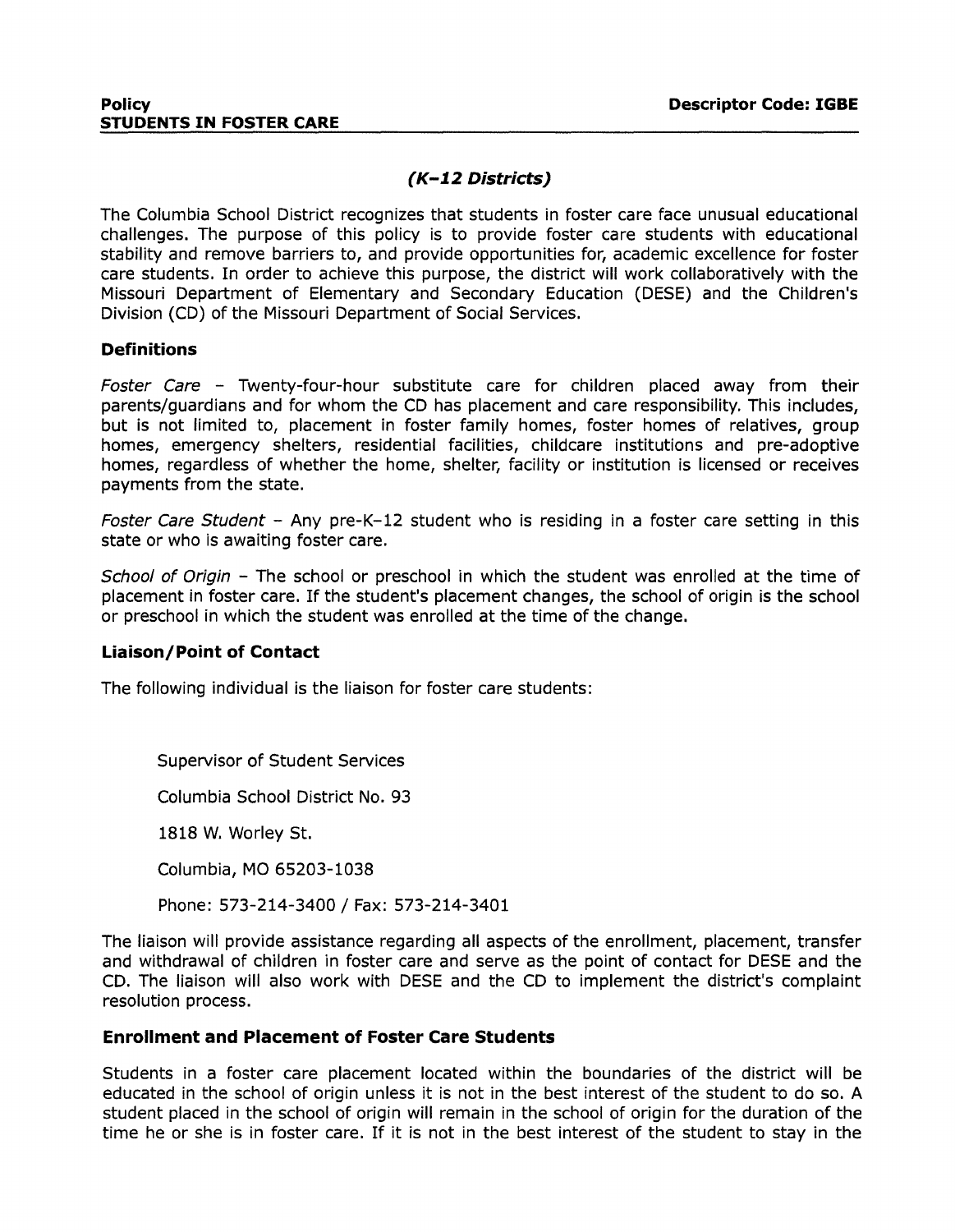**Policy** **Descriptor Code: IGBE**

**STUDENTS IN FOSTER CARE**

### *(K-12 Districts)*

The Columbia School District recognizes that students in foster care face unusual educational challenges. The purpose of this policy is to provide foster care students with educational stability and remove barriers to, and provide opportunities for, academic excellence for foster care students. In order to achieve this purpose, the district will work collaboratively with the Missouri Department of Elementary and Secondary Education (DESE) and the Children's Division (CD) of the Missouri Department of Social Services.

#### Definitions

*Foster Care* – Twenty-four-hour substitute care for children placed away from their parents/guardians and for whom the CD has placement and care responsibility. This includes, but is not limited to, placement in foster family homes, foster homes of relatives, group homes, emergency shelters, residential facilities, childcare institutions and pre-adoptive homes, regardless of whether the home, shelter, facility or institution is licensed or receives payments from the state.

*Foster Care Student* – Any pre-K–12 student who is residing in a foster care setting in this state or who is awaiting foster care.

*School of Origin* – The school or preschool in which the student was enrolled at the time of placement in foster care. If the student's placement changes, the school of origin is the school or preschool in which the student was enrolled at the time of the change.

#### Liaison/Point of Contact

The following individual is the liaison for foster care students:

Supervisor of Student Services

Columbia School District No. 93

1818 W. Worley St.

Columbia, MO 65203-1038

Phone: 573-214-3400 / Fax: 573-214-3401

The liaison will provide assistance regarding all aspects of the enrollment, placement, transfer and withdrawal of children in foster care and serve as the point of contact for DESE and the CD. The liaison will also work with DESE and the CD to implement the district's complaint resolution process.

#### Enrollment and Placement of Foster Care Students

Students in a foster care placement located within the boundaries of the district will be educated in the school of origin unless it is not in the best interest of the student to do so. A student placed in the school of origin will remain in the school of origin for the duration of the time he or she is in foster care. If it is not in the best interest of the student to stay in the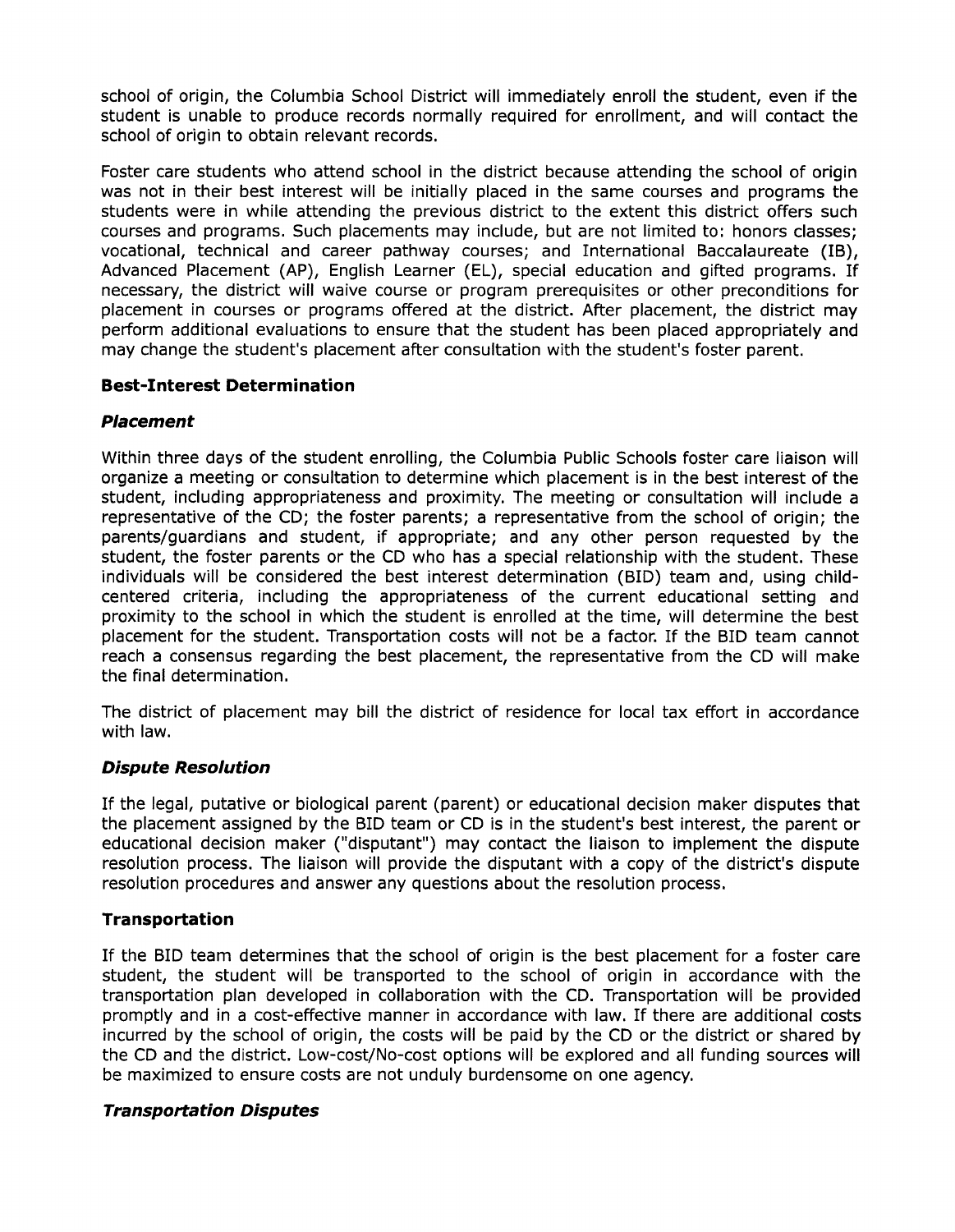school of origin, the Columbia School District will immediately enroll the student, even if the student is unable to produce records normally required for enrollment, and will contact the school of origin to obtain relevant records.

Foster care students who attend school in the district because attending the school of origin was not in their best interest will be initially placed in the same courses and programs the students were in while attending the previous district to the extent this district offers such courses and programs. Such placements may include, but are not limited to: honors classes; vocational, technical and career pathway courses; and International Baccalaureate (IB), Advanced Placement (AP), English Learner (EL), special education and gifted programs. If necessary, the district will waive course or program prerequisites or other preconditions for placement in courses or programs offered at the district. After placement, the district may perform additional evaluations to ensure that the student has been placed appropriately and may change the student's placement after consultation with the student's foster parent.

## Best-Interest Determination

### *Placement*

Within three days of the student enrolling, the Columbia Public Schools foster care liaison will organize a meeting or consultation to determine which placement is in the best interest of the student, including appropriateness and proximity. The meeting or consultation will include a representative of the CD; the foster parents; a representative from the school of origin; the parents/guardians and student, if appropriate; and any other person requested by the student, the foster parents or the CD who has a special relationship with the student. These individuals will be considered the best interest determination (BID) team and, using child-centered criteria, including the appropriateness of the current educational setting and proximity to the school in which the student is enrolled at the time, will determine the best placement for the student. Transportation costs will not be a factor. If the BID team cannot reach a consensus regarding the best placement, the representative from the CD will make the final determination.

The district of placement may bill the district of residence for local tax effort in accordance with law.

### *Dispute Resolution*

If the legal, putative or biological parent (parent) or educational decision maker disputes that the placement assigned by the BID team or CD is in the student's best interest, the parent or educational decision maker ("disputant") may contact the liaison to implement the dispute resolution process. The liaison will provide the disputant with a copy of the district's dispute resolution procedures and answer any questions about the resolution process.

## Transportation

If the BID team determines that the school of origin is the best placement for a foster care student, the student will be transported to the school of origin in accordance with the transportation plan developed in collaboration with the CD. Transportation will be provided promptly and in a cost-effective manner in accordance with law. If there are additional costs incurred by the school of origin, the costs will be paid by the CD or the district or shared by the CD and the district. Low-cost/No-cost options will be explored and all funding sources will be maximized to ensure costs are not unduly burdensome on one agency.

### *Transportation Disputes*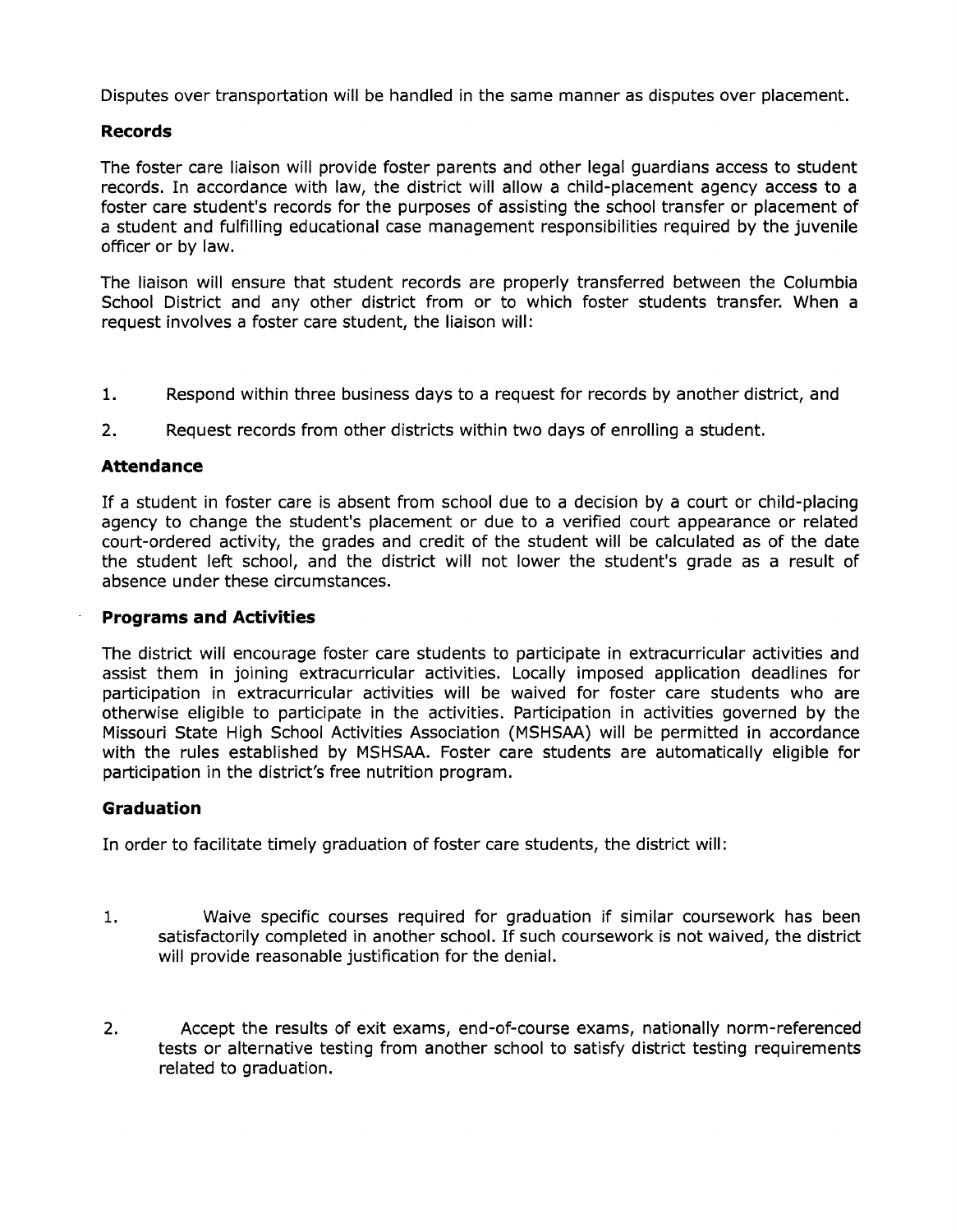Disputes over transportation will be handled in the same manner as disputes over placement.

### Records

The foster care liaison will provide foster parents and other legal guardians access to student records. In accordance with law, the district will allow a child-placement agency access to a foster care student's records for the purposes of assisting the school transfer or placement of a student and fulfilling educational case management responsibilities required by the juvenile officer or by law.

The liaison will ensure that student records are properly transferred between the Columbia School District and any other district from or to which foster students transfer. When a request involves a foster care student, the liaison will:

1. Respond within three business days to a request for records by another district, and
2. Request records from other districts within two days of enrolling a student.

### Attendance

If a student in foster care is absent from school due to a decision by a court or child-placing agency to change the student's placement or due to a verified court appearance or related court-ordered activity, the grades and credit of the student will be calculated as of the date the student left school, and the district will not lower the student's grade as a result of absence under these circumstances.

### Programs and Activities

The district will encourage foster care students to participate in extracurricular activities and assist them in joining extracurricular activities. Locally imposed application deadlines for participation in extracurricular activities will be waived for foster care students who are otherwise eligible to participate in the activities. Participation in activities governed by the Missouri State High School Activities Association (MSHSAA) will be permitted in accordance with the rules established by MSHSAA. Foster care students are automatically eligible for participation in the district's free nutrition program.

### Graduation

In order to facilitate timely graduation of foster care students, the district will:

1. Waive specific courses required for graduation if similar coursework has been satisfactorily completed in another school. If such coursework is not waived, the district will provide reasonable justification for the denial.
2. Accept the results of exit exams, end-of-course exams, nationally norm-referenced tests or alternative testing from another school to satisfy district testing requirements related to graduation.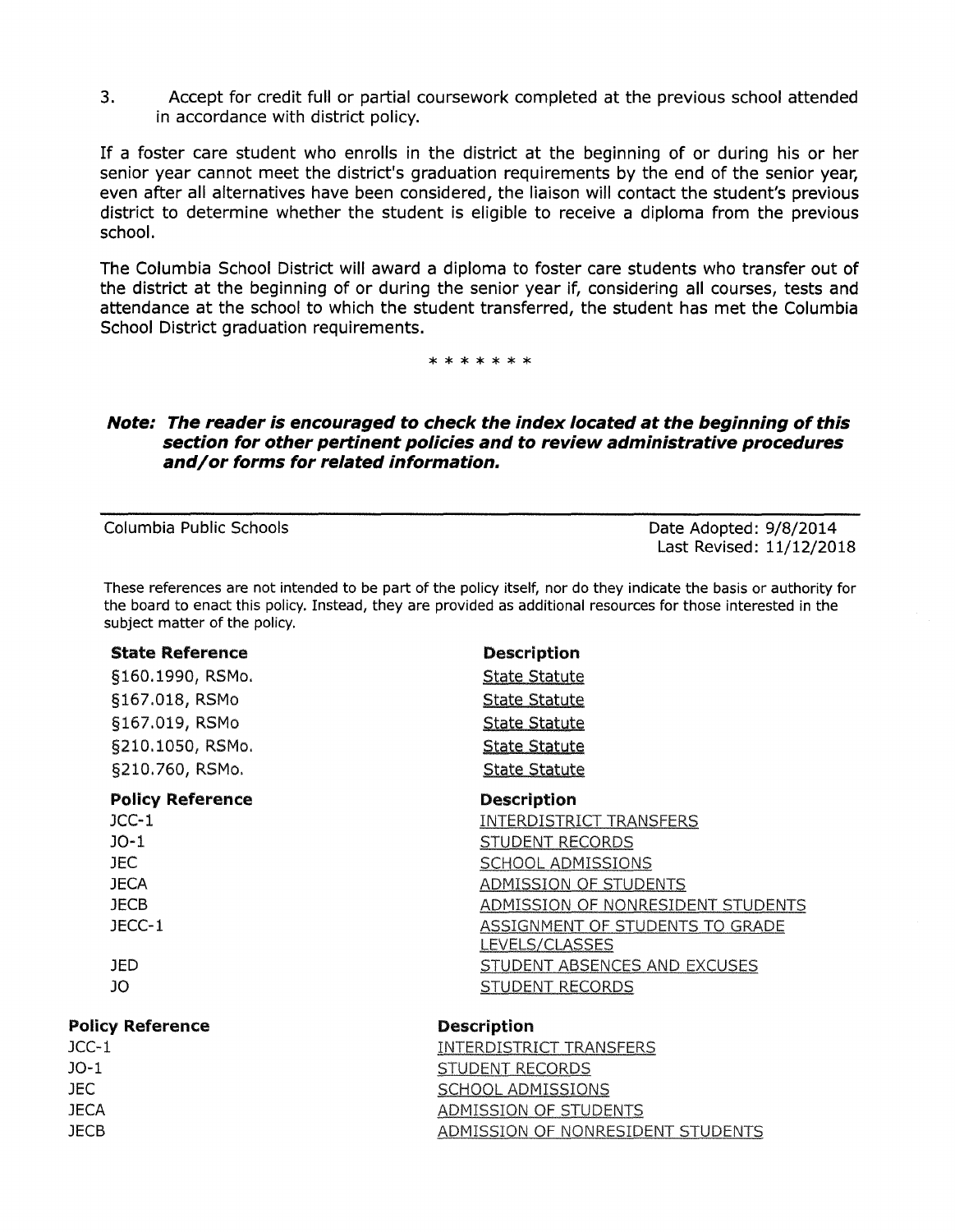3. Accept for credit full or partial coursework completed at the previous school attended in accordance with district policy.

If a foster care student who enrolls in the district at the beginning of or during his or her senior year cannot meet the district's graduation requirements by the end of the senior year, even after all alternatives have been considered, the liaison will contact the student's previous district to determine whether the student is eligible to receive a diploma from the previous school.

The Columbia School District will award a diploma to foster care students who transfer out of the district at the beginning of or during the senior year if, considering all courses, tests and attendance at the school to which the student transferred, the student has met the Columbia School District graduation requirements.

\* \* \* \* \* \* \*

***Note: The reader is encouraged to check the index located at the beginning of this section for other pertinent policies and to review administrative procedures and/or forms for related information.***

---

Columbia Public Schools — Date Adopted: 9/8/2014 — Last Revised: 11/12/2018

These references are not intended to be part of the policy itself, nor do they indicate the basis or authority for the board to enact this policy. Instead, they are provided as additional resources for those interested in the subject matter of the policy.

| State Reference | Description |
|---|---|
| §160.1990, RSMo. | State Statute |
| §167.018, RSMo | State Statute |
| §167.019, RSMo | State Statute |
| §210.1050, RSMo. | State Statute |
| §210.760, RSMo. | State Statute |

| Policy Reference | Description |
|---|---|
| JCC-1 | INTERDISTRICT TRANSFERS |
| JO-1 | STUDENT RECORDS |
| JEC | SCHOOL ADMISSIONS |
| JECA | ADMISSION OF STUDENTS |
| JECB | ADMISSION OF NONRESIDENT STUDENTS |
| JECC-1 | ASSIGNMENT OF STUDENTS TO GRADE LEVELS/CLASSES |
| JED | STUDENT ABSENCES AND EXCUSES |
| JO | STUDENT RECORDS |

| Policy Reference | Description |
|---|---|
| JCC-1 | INTERDISTRICT TRANSFERS |
| JO-1 | STUDENT RECORDS |
| JEC | SCHOOL ADMISSIONS |
| JECA | ADMISSION OF STUDENTS |
| JECB | ADMISSION OF NONRESIDENT STUDENTS |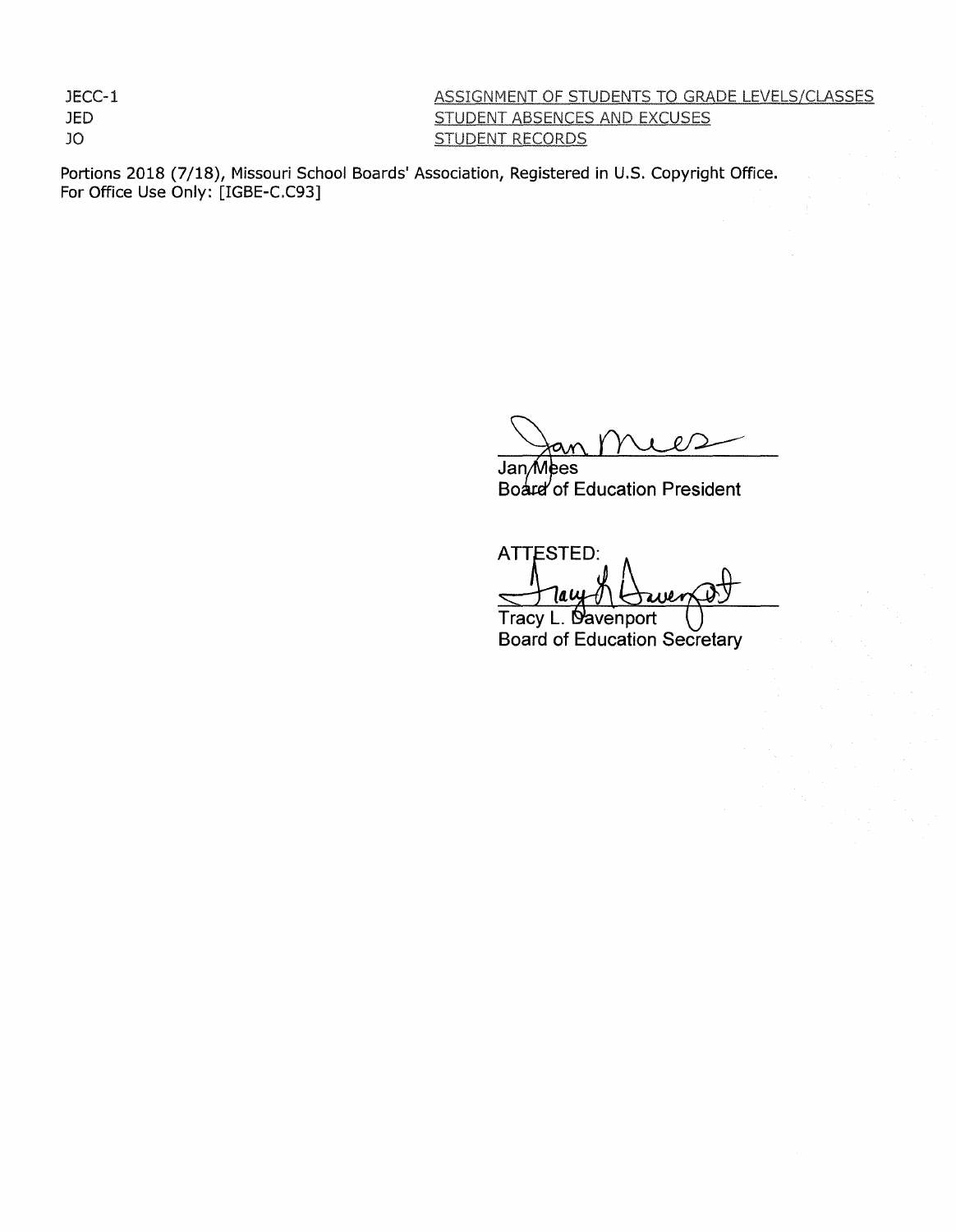| | |
|---|---|
| JECC-1 | ASSIGNMENT OF STUDENTS TO GRADE LEVELS/CLASSES |
| JED | STUDENT ABSENCES AND EXCUSES |
| JO | STUDENT RECORDS |

Portions 2018 (7/18), Missouri School Boards' Association, Registered in U.S. Copyright Office.
For Office Use Only: [IGBE-C.C93]

Jan Mees
Board of Education President

ATTESTED:

Tracy L. Davenport
Board of Education Secretary